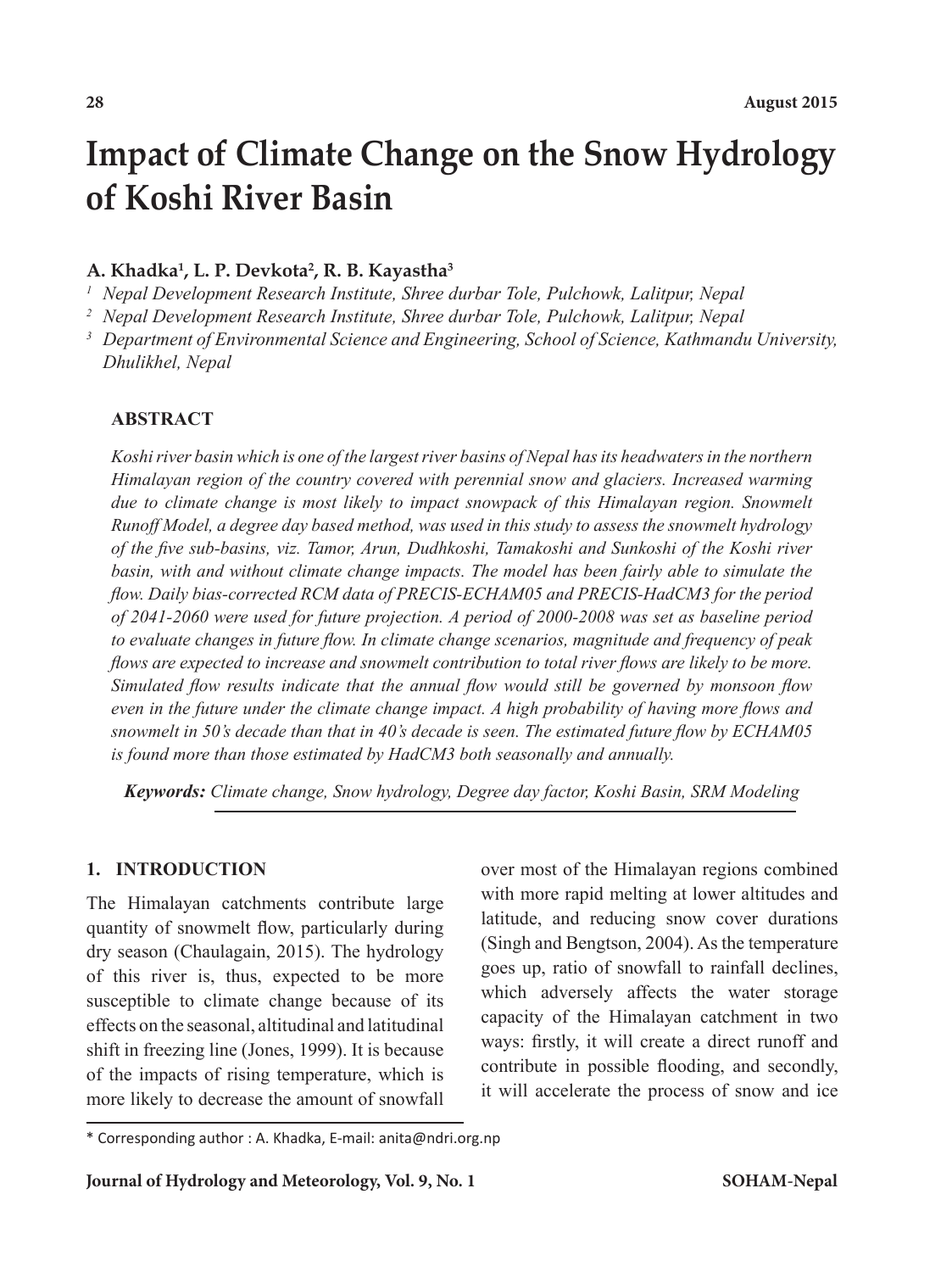# Impact of Climate Change on the Snow Hydrology of Koshi River Basin

**A. Khadka[1], L. P. Devkota[2], R. B. Kayastha[3]**

[1] *Nepal Development Research Institute, Shree durbar Tole, Pulchowk, Lalitpur, Nepal*

[2] *Nepal Development Research Institute, Shree durbar Tole, Pulchowk, Lalitpur, Nepal*

[3] *Department of Environmental Science and Engineering, School of Science, Kathmandu University, Dhulikhel, Nepal*

## ABSTRACT

*Koshi river basin which is one of the largest river basins of Nepal has its headwaters in the northern Himalayan region of the country covered with perennial snow and glaciers. Increased warming due to climate change is most likely to impact snowpack of this Himalayan region. Snowmelt Runoff Model, a degree day based method, was used in this study to assess the snowmelt hydrology of the five sub-basins, viz. Tamor, Arun, Dudhkoshi, Tamakoshi and Sunkoshi of the Koshi river basin, with and without climate change impacts. The model has been fairly able to simulate the flow. Daily bias-corrected RCM data of PRECIS-ECHAM05 and PRECIS-HadCM3 for the period of 2041-2060 were used for future projection. A period of 2000-2008 was set as baseline period to evaluate changes in future flow. In climate change scenarios, magnitude and frequency of peak flows are expected to increase and snowmelt contribution to total river flows are likely to be more. Simulated flow results indicate that the annual flow would still be governed by monsoon flow even in the future under the climate change impact. A high probability of having more flows and snowmelt in 50's decade than that in 40's decade is seen. The estimated future flow by ECHAM05 is found more than those estimated by HadCM3 both seasonally and annually.*

***Keywords:*** *Climate change, Snow hydrology, Degree day factor, Koshi Basin, SRM Modeling*

## 1. INTRODUCTION

The Himalayan catchments contribute large quantity of snowmelt flow, particularly during dry season (Chaulagain, 2015). The hydrology of this river is, thus, expected to be more susceptible to climate change because of its effects on the seasonal, altitudinal and latitudinal shift in freezing line (Jones, 1999). It is because of the impacts of rising temperature, which is more likely to decrease the amount of snowfall over most of the Himalayan regions combined with more rapid melting at lower altitudes and latitude, and reducing snow cover durations (Singh and Bengtson, 2004). As the temperature goes up, ratio of snowfall to rainfall declines, which adversely affects the water storage capacity of the Himalayan catchment in two ways: firstly, it will create a direct runoff and contribute in possible flooding, and secondly, it will accelerate the process of snow and ice

\* Corresponding author : A. Khadka, E-mail: anita@ndri.org.np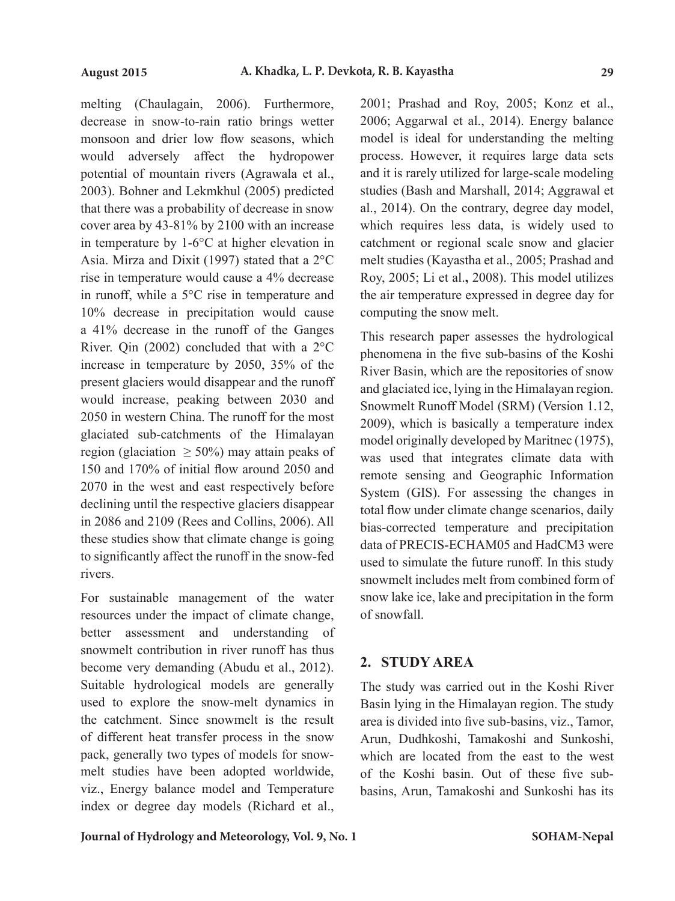melting (Chaulagain, 2006). Furthermore, decrease in snow-to-rain ratio brings wetter monsoon and drier low flow seasons, which would adversely affect the hydropower potential of mountain rivers (Agrawala et al., 2003). Bohner and Lekmkhul (2005) predicted that there was a probability of decrease in snow cover area by 43-81% by 2100 with an increase in temperature by 1-6°C at higher elevation in Asia. Mirza and Dixit (1997) stated that a 2°C rise in temperature would cause a 4% decrease in runoff, while a 5°C rise in temperature and 10% decrease in precipitation would cause a 41% decrease in the runoff of the Ganges River. Qin (2002) concluded that with a 2°C increase in temperature by 2050, 35% of the present glaciers would disappear and the runoff would increase, peaking between 2030 and 2050 in western China. The runoff for the most glaciated sub-catchments of the Himalayan region (glaciation $\geq 50\%$) may attain peaks of 150 and 170% of initial flow around 2050 and 2070 in the west and east respectively before declining until the respective glaciers disappear in 2086 and 2109 (Rees and Collins, 2006). All these studies show that climate change is going to significantly affect the runoff in the snow-fed rivers.

For sustainable management of the water resources under the impact of climate change, better assessment and understanding of snowmelt contribution in river runoff has thus become very demanding (Abudu et al., 2012). Suitable hydrological models are generally used to explore the snow-melt dynamics in the catchment. Since snowmelt is the result of different heat transfer process in the snow pack, generally two types of models for snow-melt studies have been adopted worldwide, viz., Energy balance model and Temperature index or degree day models (Richard et al., 2001; Prashad and Roy, 2005; Konz et al., 2006; Aggarwal et al., 2014). Energy balance model is ideal for understanding the melting process. However, it requires large data sets and it is rarely utilized for large-scale modeling studies (Bash and Marshall, 2014; Aggrawal et al., 2014). On the contrary, degree day model, which requires less data, is widely used to catchment or regional scale snow and glacier melt studies (Kayastha et al., 2005; Prashad and Roy, 2005; Li et al**.**, 2008). This model utilizes the air temperature expressed in degree day for computing the snow melt.

This research paper assesses the hydrological phenomena in the five sub-basins of the Koshi River Basin, which are the repositories of snow and glaciated ice, lying in the Himalayan region. Snowmelt Runoff Model (SRM) (Version 1.12, 2009), which is basically a temperature index model originally developed by Maritnec (1975), was used that integrates climate data with remote sensing and Geographic Information System (GIS). For assessing the changes in total flow under climate change scenarios, daily bias-corrected temperature and precipitation data of PRECIS-ECHAM05 and HadCM3 were used to simulate the future runoff. In this study snowmelt includes melt from combined form of snow lake ice, lake and precipitation in the form of snowfall.

## 2. STUDY AREA

The study was carried out in the Koshi River Basin lying in the Himalayan region. The study area is divided into five sub-basins, viz., Tamor, Arun, Dudhkoshi, Tamakoshi and Sunkoshi, which are located from the east to the west of the Koshi basin. Out of these five sub-basins, Arun, Tamakoshi and Sunkoshi has its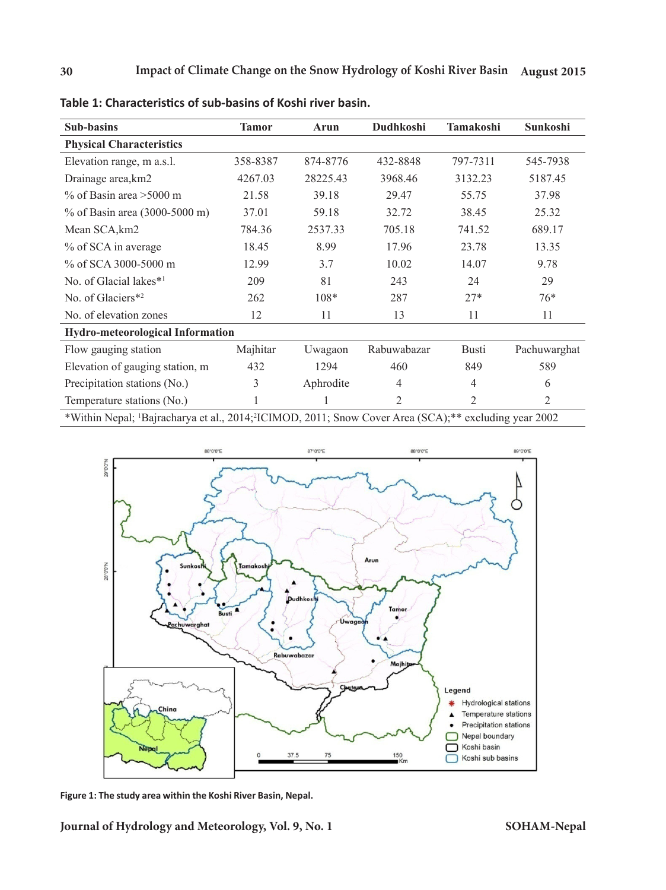**Table 1: Characteristics of sub-basins of Koshi river basin.**

| Sub-basins | Tamor | Arun | Dudhkoshi | Tamakoshi | Sunkoshi |
|---|---|---|---|---|---|
| **Physical Characteristics** | | | | | |
| Elevation range, m a.s.l. | 358-8387 | 874-8776 | 432-8848 | 797-7311 | 545-7938 |
| Drainage area,km2 | 4267.03 | 28225.43 | 3968.46 | 3132.23 | 5187.45 |
| % of Basin area >5000 m | 21.58 | 39.18 | 29.47 | 55.75 | 37.98 |
| % of Basin area (3000-5000 m) | 37.01 | 59.18 | 32.72 | 38.45 | 25.32 |
| Mean SCA,km2 | 784.36 | 2537.33 | 705.18 | 741.52 | 689.17 |
| % of SCA in average | 18.45 | 8.99 | 17.96 | 23.78 | 13.35 |
| % of SCA 3000-5000 m | 12.99 | 3.7 | 10.02 | 14.07 | 9.78 |
| No. of Glacial lakes*[1] | 209 | 81 | 243 | 24 | 29 |
| No. of Glaciers*[2] | 262 | 108* | 287 | 27* | 76* |
| No. of elevation zones | 12 | 11 | 13 | 11 | 11 |
| **Hydro-meteorological Information** | | | | | |
| Flow gauging station | Majhitar | Uwagaon | Rabuwabazar | Busti | Pachuwarghat |
| Elevation of gauging station, m | 432 | 1294 | 460 | 849 | 589 |
| Precipitation stations (No.) | 3 | Aphrodite | 4 | 4 | 6 |
| Temperature stations (No.) | 1 | 1 | 2 | 2 | 2 |

*Within Nepal; [1]Bajracharya et al., 2014;[2]ICIMOD, 2011; Snow Cover Area (SCA);** excluding year 2002

Figure 1: The study area within the Koshi River Basin, Nepal.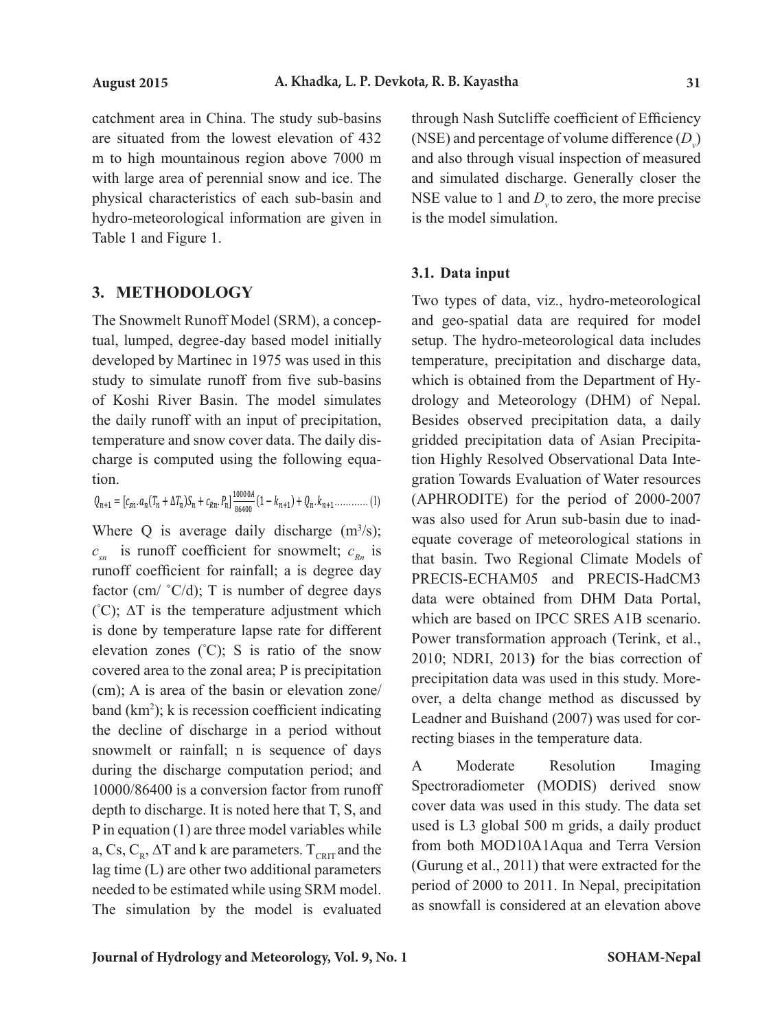catchment area in China. The study sub-basins are situated from the lowest elevation of 432 m to high mountainous region above 7000 m with large area of perennial snow and ice. The physical characteristics of each sub-basin and hydro-meteorological information are given in Table 1 and Figure 1.

## 3. METHODOLOGY

The Snowmelt Runoff Model (SRM), a conceptual, lumped, degree-day based model initially developed by Martinec in 1975 was used in this study to simulate runoff from five sub-basins of Koshi River Basin. The model simulates the daily runoff with an input of precipitation, temperature and snow cover data. The daily discharge is computed using the following equation.

$$Q_{n+1} = [c_{sn}.a_n(T_n + \Delta T_n)S_n + c_{Rn}.P_n]\frac{10000A}{86400}(1 - k_{n+1}) + Q_n.k_{n+1} \quad (1)$$

Where Q is average daily discharge ($m^3/s$); $c_{sn}$ is runoff coefficient for snowmelt; $c_{Rn}$ is runoff coefficient for rainfall; a is degree day factor (cm/ ˚C/d); T is number of degree days (˚C); ΔT is the temperature adjustment which is done by temperature lapse rate for different elevation zones (˚C); S is ratio of the snow covered area to the zonal area; P is precipitation (cm); A is area of the basin or elevation zone/ band ($km^2$); k is recession coefficient indicating the decline of discharge in a period without snowmelt or rainfall; n is sequence of days during the discharge computation period; and 10000/86400 is a conversion factor from runoff depth to discharge. It is noted here that T, S, and P in equation (1) are three model variables while a, Cs, $C_R$, ΔT and k are parameters. $T_{CRIT}$ and the lag time (L) are other two additional parameters needed to be estimated while using SRM model. The simulation by the model is evaluated through Nash Sutcliffe coefficient of Efficiency (NSE) and percentage of volume difference ($D_v$) and also through visual inspection of measured and simulated discharge. Generally closer the NSE value to 1 and $D_v$ to zero, the more precise is the model simulation.

### 3.1. Data input

Two types of data, viz., hydro-meteorological and geo-spatial data are required for model setup. The hydro-meteorological data includes temperature, precipitation and discharge data, which is obtained from the Department of Hydrology and Meteorology (DHM) of Nepal. Besides observed precipitation data, a daily gridded precipitation data of Asian Precipitation Highly Resolved Observational Data Integration Towards Evaluation of Water resources (APHRODITE) for the period of 2000-2007 was also used for Arun sub-basin due to inadequate coverage of meteorological stations in that basin. Two Regional Climate Models of PRECIS-ECHAM05 and PRECIS-HadCM3 data were obtained from DHM Data Portal, which are based on IPCC SRES A1B scenario. Power transformation approach (Terink, et al., 2010; NDRI, 2013**)** for the bias correction of precipitation data was used in this study. Moreover, a delta change method as discussed by Leadner and Buishand (2007) was used for correcting biases in the temperature data.

A Moderate Resolution Imaging Spectroradiometer (MODIS) derived snow cover data was used in this study. The data set used is L3 global 500 m grids, a daily product from both MOD10A1Aqua and Terra Version (Gurung et al., 2011) that were extracted for the period of 2000 to 2011. In Nepal, precipitation as snowfall is considered at an elevation above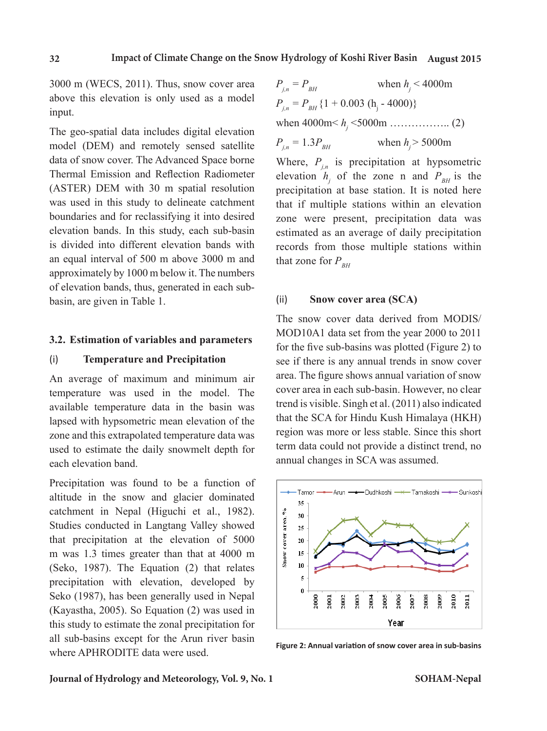3000 m (WECS, 2011). Thus, snow cover area above this elevation is only used as a model input.

The geo-spatial data includes digital elevation model (DEM) and remotely sensed satellite data of snow cover. The Advanced Space borne Thermal Emission and Reflection Radiometer (ASTER) DEM with 30 m spatial resolution was used in this study to delineate catchment boundaries and for reclassifying it into desired elevation bands. In this study, each sub-basin is divided into different elevation bands with an equal interval of 500 m above 3000 m and approximately by 1000 m below it. The numbers of elevation bands, thus, generated in each sub-basin, are given in Table 1.

## 3.2. Estimation of variables and parameters

### (i) Temperature and Precipitation

An average of maximum and minimum air temperature was used in the model. The available temperature data in the basin was lapsed with hypsometric mean elevation of the zone and this extrapolated temperature data was used to estimate the daily snowmelt depth for each elevation band.

Precipitation was found to be a function of altitude in the snow and glacier dominated catchment in Nepal (Higuchi et al., 1982). Studies conducted in Langtang Valley showed that precipitation at the elevation of 5000 m was 1.3 times greater than that at 4000 m (Seko, 1987). The Equation (2) that relates precipitation with elevation, developed by Seko (1987), has been generally used in Nepal (Kayastha, 2005). So Equation (2) was used in this study to estimate the zonal precipitation for all sub-basins except for the Arun river basin where APHRODITE data were used.

$P_{j,n} = P_{BH}$ when $h_j < 4000$m

$P_{j,n} = P_{BH}\{1 + 0.003\,(h_j - 4000)\}$

when 4000m< $h_j$ <5000m …………….. (2)

$P_{j,n} = 1.3P_{BH}$ when $h_j > 5000$m

Where, $P_{j,n}$ is precipitation at hypsometric elevation $h_j$ of the zone n and $P_{BH}$ is the precipitation at base station. It is noted here that if multiple stations within an elevation zone were present, precipitation data was estimated as an average of daily precipitation records from those multiple stations within that zone for $P_{BH}$

### (ii) Snow cover area (SCA)

The snow cover data derived from MODIS/ MOD10A1 data set from the year 2000 to 2011 for the five sub-basins was plotted (Figure 2) to see if there is any annual trends in snow cover area. The figure shows annual variation of snow cover area in each sub-basin. However, no clear trend is visible. Singh et al. (2011) also indicated that the SCA for Hindu Kush Himalaya (HKH) region was more or less stable. Since this short term data could not provide a distinct trend, no annual changes in SCA was assumed.

**Figure 2: Annual variation of snow cover area in sub-basins**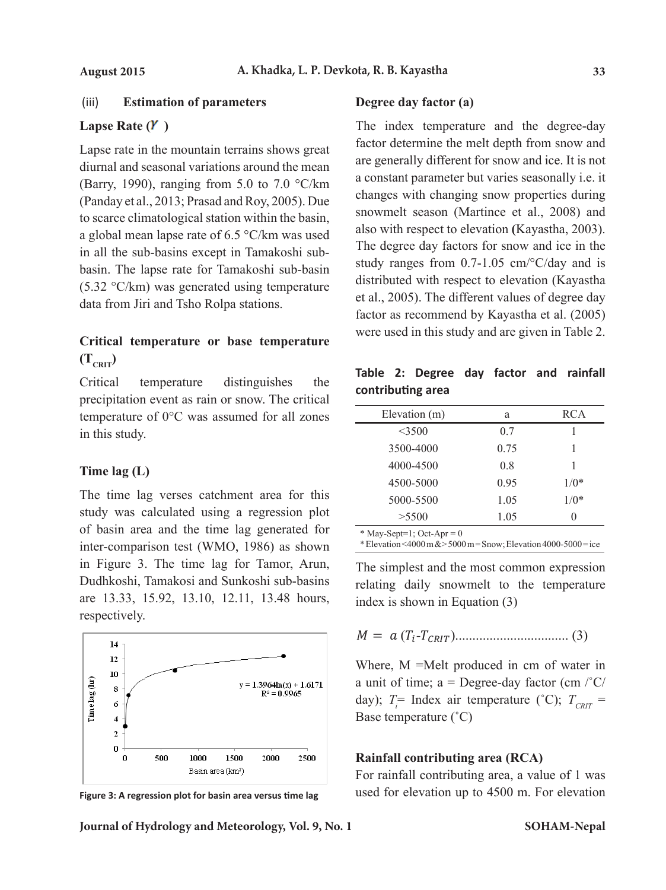(iii) **Estimation of parameters**

**Lapse Rate ($\gamma$)**

Lapse rate in the mountain terrains shows great diurnal and seasonal variations around the mean (Barry, 1990), ranging from 5.0 to 7.0 °C/km (Panday et al., 2013; Prasad and Roy, 2005). Due to scarce climatological station within the basin, a global mean lapse rate of 6.5 °C/km was used in all the sub-basins except in Tamakoshi sub-basin. The lapse rate for Tamakoshi sub-basin (5.32 °C/km) was generated using temperature data from Jiri and Tsho Rolpa stations.

**Critical temperature or base temperature ($T_{CRIT}$)**

Critical temperature distinguishes the precipitation event as rain or snow. The critical temperature of 0°C was assumed for all zones in this study.

**Time lag (L)**

The time lag verses catchment area for this study was calculated using a regression plot of basin area and the time lag generated for inter-comparison test (WMO, 1986) as shown in Figure 3. The time lag for Tamor, Arun, Dudhkoshi, Tamakosi and Sunkoshi sub-basins are 13.33, 15.92, 13.10, 12.11, 13.48 hours, respectively.

Figure 3: A regression plot for basin area versus time lag

**Degree day factor (a)**

The index temperature and the degree-day factor determine the melt depth from snow and are generally different for snow and ice. It is not a constant parameter but varies seasonally i.e. it changes with changing snow properties during snowmelt season (Martince et al., 2008) and also with respect to elevation (Kayastha, 2003). The degree day factors for snow and ice in the study ranges from 0.7-1.05 cm/°C/day and is distributed with respect to elevation (Kayastha et al., 2005). The different values of degree day factor as recommend by Kayastha et al. (2005) were used in this study and are given in Table 2.

**Table 2: Degree day factor and rainfall contributing area**

| Elevation (m) | a | RCA |
|---|---|---|
| <3500 | 0.7 | 1 |
| 3500-4000 | 0.75 | 1 |
| 4000-4500 | 0.8 | 1 |
| 4500-5000 | 0.95 | 1/0* |
| 5000-5500 | 1.05 | 1/0* |
| >5500 | 1.05 | 0 |

\* May-Sept=1; Oct-Apr = 0
\* Elevation<4000 m &> 5000 m = Snow; Elevation 4000-5000 = ice

The simplest and the most common expression relating daily snowmelt to the temperature index is shown in Equation (3)

$$M = a\,(T_i - T_{CRIT}) \quad \text{.................................} (3)$$

Where, M =Melt produced in cm of water in a unit of time; a = Degree-day factor (cm /˚C/day); $T_i$= Index air temperature (˚C); $T_{CRIT}$ = Base temperature (˚C)

**Rainfall contributing area (RCA)**

For rainfall contributing area, a value of 1 was used for elevation up to 4500 m. For elevation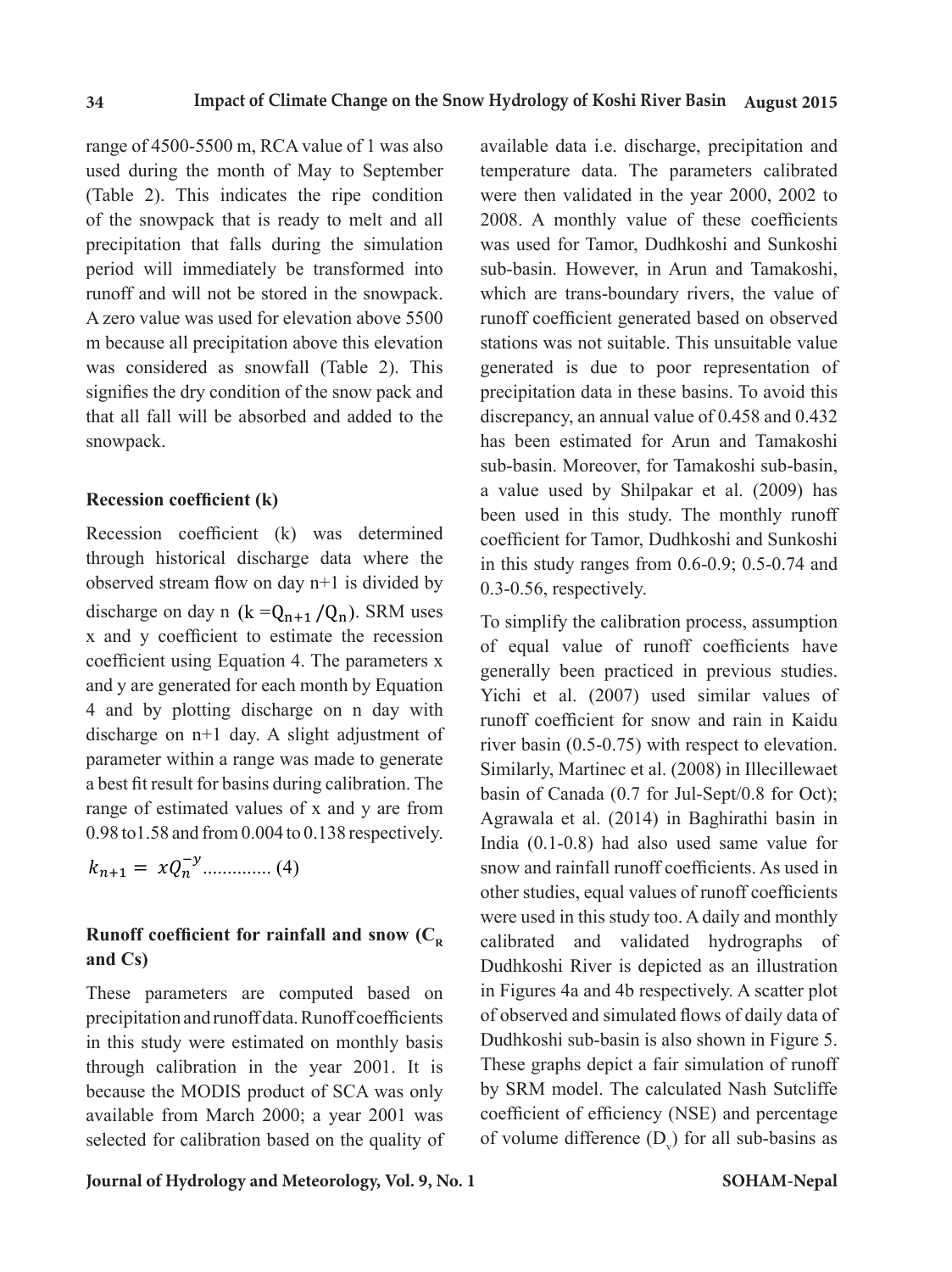range of 4500-5500 m, RCA value of 1 was also used during the month of May to September (Table 2). This indicates the ripe condition of the snowpack that is ready to melt and all precipitation that falls during the simulation period will immediately be transformed into runoff and will not be stored in the snowpack. A zero value was used for elevation above 5500 m because all precipitation above this elevation was considered as snowfall (Table 2). This signifies the dry condition of the snow pack and that all fall will be absorbed and added to the snowpack.

### Recession coefficient (k)

Recession coefficient (k) was determined through historical discharge data where the observed stream flow on day n+1 is divided by discharge on day n ($k = Q_{n+1}/Q_n$). SRM uses x and y coefficient to estimate the recession coefficient using Equation 4. The parameters x and y are generated for each month by Equation 4 and by plotting discharge on n day with discharge on n+1 day. A slight adjustment of parameter within a range was made to generate a best fit result for basins during calibration. The range of estimated values of x and y are from 0.98 to1.58 and from 0.004 to 0.138 respectively.

$$k_{n+1} = xQ_n^{-y} \quad (4)$$

### Runoff coefficient for rainfall and snow ($C_R$ and Cs)

These parameters are computed based on precipitation and runoff data. Runoff coefficients in this study were estimated on monthly basis through calibration in the year 2001. It is because the MODIS product of SCA was only available from March 2000; a year 2001 was selected for calibration based on the quality of available data i.e. discharge, precipitation and temperature data. The parameters calibrated were then validated in the year 2000, 2002 to 2008. A monthly value of these coefficients was used for Tamor, Dudhkoshi and Sunkoshi sub-basin. However, in Arun and Tamakoshi, which are trans-boundary rivers, the value of runoff coefficient generated based on observed stations was not suitable. This unsuitable value generated is due to poor representation of precipitation data in these basins. To avoid this discrepancy, an annual value of 0.458 and 0.432 has been estimated for Arun and Tamakoshi sub-basin. Moreover, for Tamakoshi sub-basin, a value used by Shilpakar et al. (2009) has been used in this study. The monthly runoff coefficient for Tamor, Dudhkoshi and Sunkoshi in this study ranges from 0.6-0.9; 0.5-0.74 and 0.3-0.56, respectively.

To simplify the calibration process, assumption of equal value of runoff coefficients have generally been practiced in previous studies. Yichi et al. (2007) used similar values of runoff coefficient for snow and rain in Kaidu river basin (0.5-0.75) with respect to elevation. Similarly, Martinec et al. (2008) in Illecillewaet basin of Canada (0.7 for Jul-Sept/0.8 for Oct); Agrawala et al. (2014) in Baghirathi basin in India (0.1-0.8) had also used same value for snow and rainfall runoff coefficients. As used in other studies, equal values of runoff coefficients were used in this study too. A daily and monthly calibrated and validated hydrographs of Dudhkoshi River is depicted as an illustration in Figures 4a and 4b respectively. A scatter plot of observed and simulated flows of daily data of Dudhkoshi sub-basin is also shown in Figure 5. These graphs depict a fair simulation of runoff by SRM model. The calculated Nash Sutcliffe coefficient of efficiency (NSE) and percentage of volume difference ($D_v$) for all sub-basins as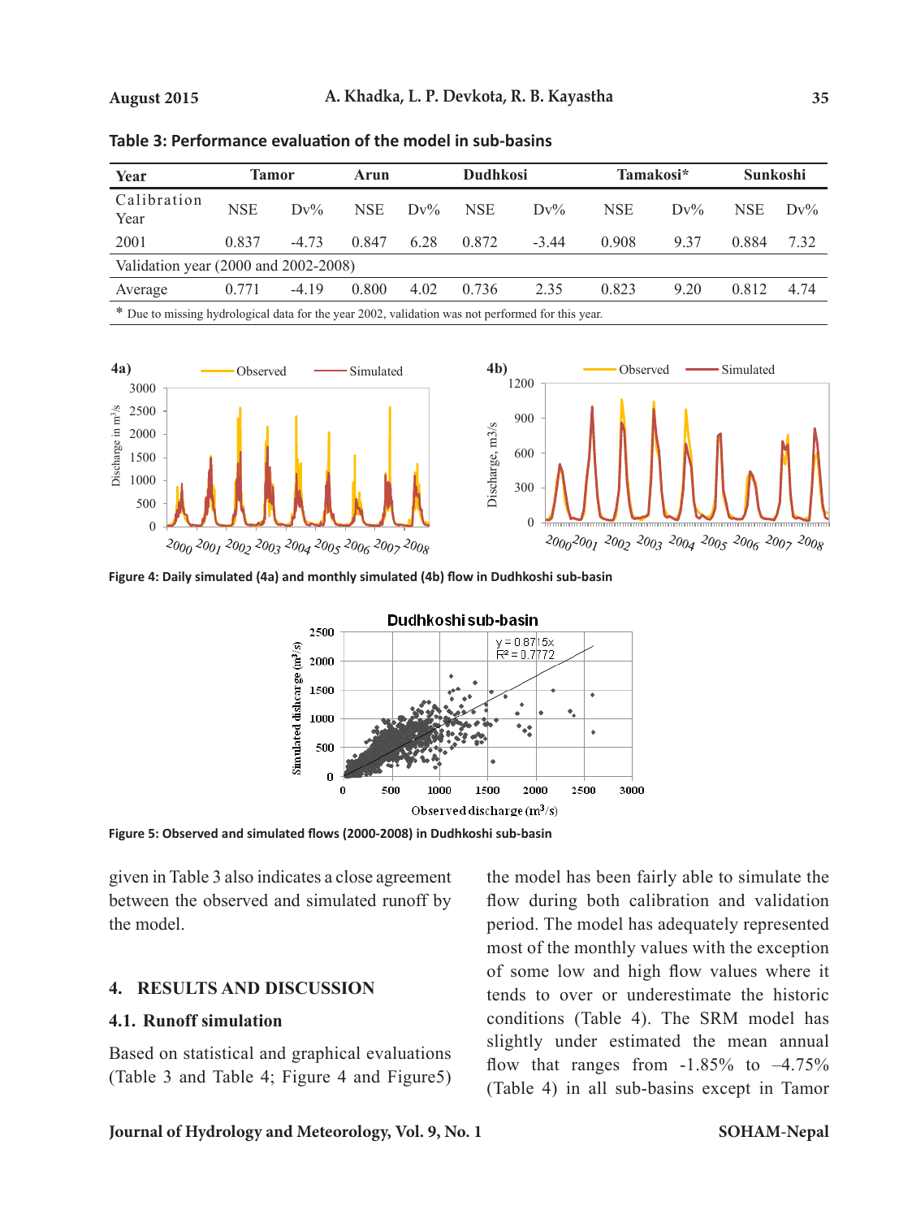**Table 3: Performance evaluation of the model in sub-basins**

| Year | Tamor | | Arun | | Dudhkosi | | Tamakosi* | | Sunkoshi | |
|---|---|---|---|---|---|---|---|---|---|---|
| Calibration Year | NSE | Dv% | NSE | Dv% | NSE | Dv% | NSE | Dv% | NSE | Dv% |
| 2001 | 0.837 | -4.73 | 0.847 | 6.28 | 0.872 | -3.44 | 0.908 | 9.37 | 0.884 | 7.32 |
| Validation year (2000 and 2002-2008) | | | | | | | | | | |
| Average | 0.771 | -4.19 | 0.800 | 4.02 | 0.736 | 2.35 | 0.823 | 9.20 | 0.812 | 4.74 |

\* Due to missing hydrological data for the year 2002, validation was not performed for this year.

Figure 4: Daily simulated (4a) and monthly simulated (4b) flow in Dudhkoshi sub-basin

Figure 5: Observed and simulated flows (2000-2008) in Dudhkoshi sub-basin

given in Table 3 also indicates a close agreement between the observed and simulated runoff by the model.

## 4. RESULTS AND DISCUSSION

### 4.1. Runoff simulation

Based on statistical and graphical evaluations (Table 3 and Table 4; Figure 4 and Figure5) the model has been fairly able to simulate the flow during both calibration and validation period. The model has adequately represented most of the monthly values with the exception of some low and high flow values where it tends to over or underestimate the historic conditions (Table 4). The SRM model has slightly under estimated the mean annual flow that ranges from -1.85% to –4.75% (Table 4) in all sub-basins except in Tamor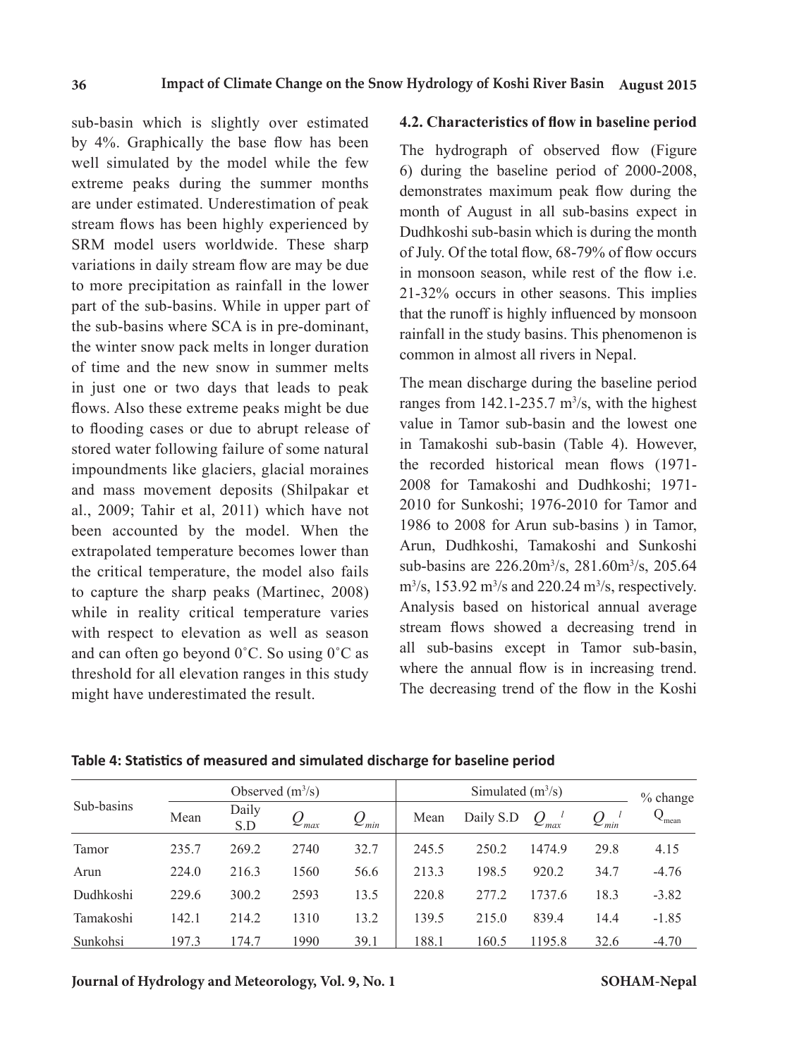sub-basin which is slightly over estimated by 4%. Graphically the base flow has been well simulated by the model while the few extreme peaks during the summer months are under estimated. Underestimation of peak stream flows has been highly experienced by SRM model users worldwide. These sharp variations in daily stream flow are may be due to more precipitation as rainfall in the lower part of the sub-basins. While in upper part of the sub-basins where SCA is in pre-dominant, the winter snow pack melts in longer duration of time and the new snow in summer melts in just one or two days that leads to peak flows. Also these extreme peaks might be due to flooding cases or due to abrupt release of stored water following failure of some natural impoundments like glaciers, glacial moraines and mass movement deposits (Shilpakar et al., 2009; Tahir et al, 2011) which have not been accounted by the model. When the extrapolated temperature becomes lower than the critical temperature, the model also fails to capture the sharp peaks (Martinec, 2008) while in reality critical temperature varies with respect to elevation as well as season and can often go beyond 0˚C. So using 0˚C as threshold for all elevation ranges in this study might have underestimated the result.

### 4.2. Characteristics of flow in baseline period

The hydrograph of observed flow (Figure 6) during the baseline period of 2000-2008, demonstrates maximum peak flow during the month of August in all sub-basins expect in Dudhkoshi sub-basin which is during the month of July. Of the total flow, 68-79% of flow occurs in monsoon season, while rest of the flow i.e. 21-32% occurs in other seasons. This implies that the runoff is highly influenced by monsoon rainfall in the study basins. This phenomenon is common in almost all rivers in Nepal.

The mean discharge during the baseline period ranges from 142.1-235.7 $m^3/s$, with the highest value in Tamor sub-basin and the lowest one in Tamakoshi sub-basin (Table 4). However, the recorded historical mean flows (1971-2008 for Tamakoshi and Dudhkoshi; 1971-2010 for Sunkoshi; 1976-2010 for Tamor and 1986 to 2008 for Arun sub-basins ) in Tamor, Arun, Dudhkoshi, Tamakoshi and Sunkoshi sub-basins are 226.20$m^3/s$, 281.60$m^3/s$, 205.64 $m^3/s$, 153.92 $m^3/s$ and 220.24 $m^3/s$, respectively. Analysis based on historical annual average stream flows showed a decreasing trend in all sub-basins except in Tamor sub-basin, where the annual flow is in increasing trend. The decreasing trend of the flow in the Koshi

**Table 4: Statistics of measured and simulated discharge for baseline period**

| Sub-basins | Observed ($m^3/s$) | | | | Simulated ($m^3/s$) | | | | % change |
|---|---|---|---|---|---|---|---|---|---|
| | Mean | Daily S.D | $Q_{max}$ | $Q_{min}$ | Mean | Daily S.D | $Q_{max}{}^{l}$ | $Q_{min}{}^{l}$ | $Q_{mean}$ |
| Tamor | 235.7 | 269.2 | 2740 | 32.7 | 245.5 | 250.2 | 1474.9 | 29.8 | 4.15 |
| Arun | 224.0 | 216.3 | 1560 | 56.6 | 213.3 | 198.5 | 920.2 | 34.7 | -4.76 |
| Dudhkoshi | 229.6 | 300.2 | 2593 | 13.5 | 220.8 | 277.2 | 1737.6 | 18.3 | -3.82 |
| Tamakoshi | 142.1 | 214.2 | 1310 | 13.2 | 139.5 | 215.0 | 839.4 | 14.4 | -1.85 |
| Sunkohsi | 197.3 | 174.7 | 1990 | 39.1 | 188.1 | 160.5 | 1195.8 | 32.6 | -4.70 |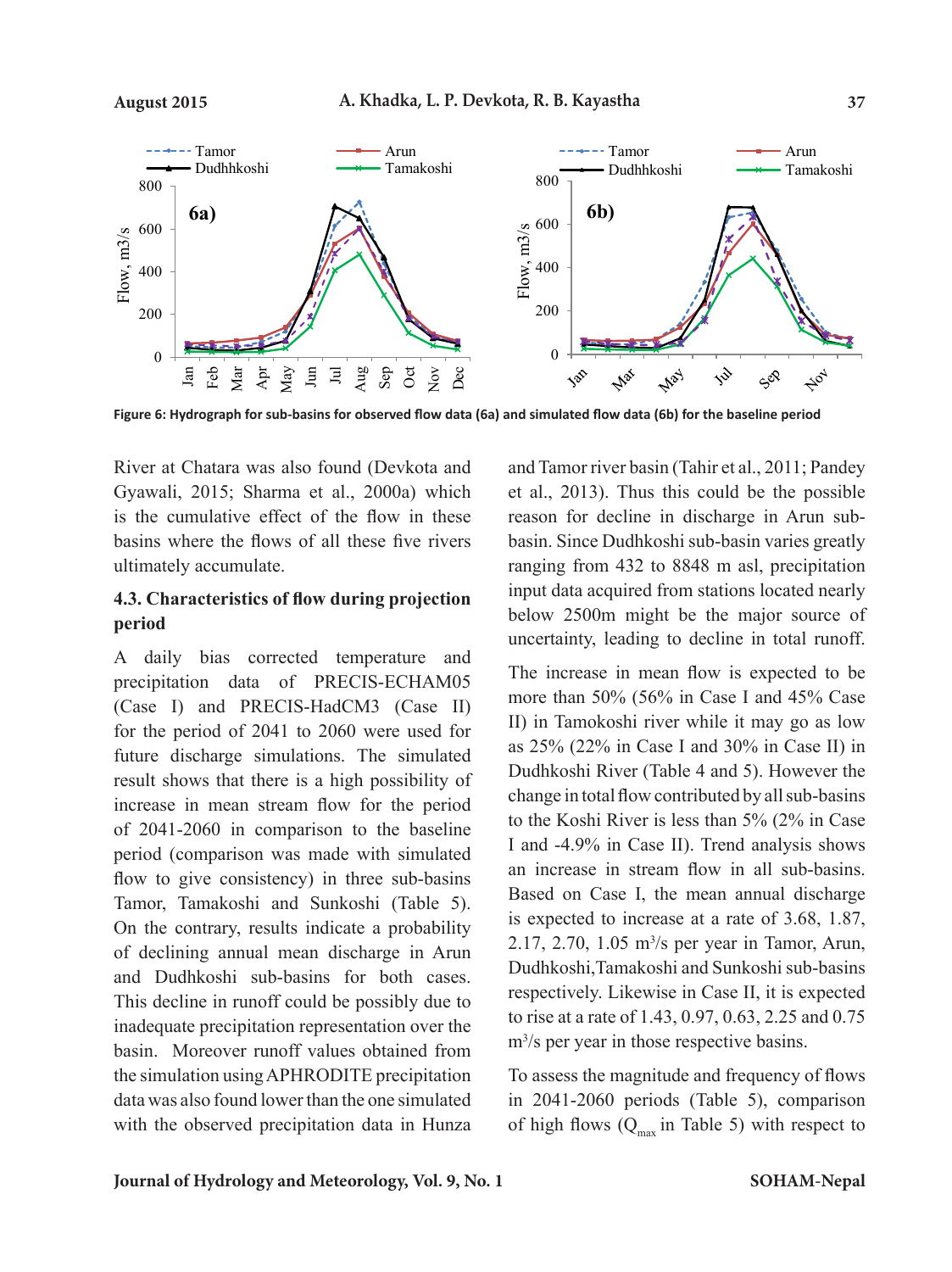Figure 6: Hydrograph for sub-basins for observed flow data (6a) and simulated flow data (6b) for the baseline period

River at Chatara was also found (Devkota and Gyawali, 2015; Sharma et al., 2000a) which is the cumulative effect of the flow in these basins where the flows of all these five rivers ultimately accumulate.

### 4.3. Characteristics of flow during projection period

A daily bias corrected temperature and precipitation data of PRECIS-ECHAM05 (Case I) and PRECIS-HadCM3 (Case II) for the period of 2041 to 2060 were used for future discharge simulations. The simulated result shows that there is a high possibility of increase in mean stream flow for the period of 2041-2060 in comparison to the baseline period (comparison was made with simulated flow to give consistency) in three sub-basins Tamor, Tamakoshi and Sunkoshi (Table 5). On the contrary, results indicate a probability of declining annual mean discharge in Arun and Dudhkoshi sub-basins for both cases. This decline in runoff could be possibly due to inadequate precipitation representation over the basin. Moreover runoff values obtained from the simulation using APHRODITE precipitation data was also found lower than the one simulated with the observed precipitation data in Hunza and Tamor river basin (Tahir et al., 2011; Pandey et al., 2013). Thus this could be the possible reason for decline in discharge in Arun sub-basin. Since Dudhkoshi sub-basin varies greatly ranging from 432 to 8848 m asl, precipitation input data acquired from stations located nearly below 2500m might be the major source of uncertainty, leading to decline in total runoff.

The increase in mean flow is expected to be more than 50% (56% in Case I and 45% Case II) in Tamokoshi river while it may go as low as 25% (22% in Case I and 30% in Case II) in Dudhkoshi River (Table 4 and 5). However the change in total flow contributed by all sub-basins to the Koshi River is less than 5% (2% in Case I and -4.9% in Case II). Trend analysis shows an increase in stream flow in all sub-basins. Based on Case I, the mean annual discharge is expected to increase at a rate of 3.68, 1.87, 2.17, 2.70, 1.05 $m^3/s$ per year in Tamor, Arun, Dudhkoshi,Tamakoshi and Sunkoshi sub-basins respectively. Likewise in Case II, it is expected to rise at a rate of 1.43, 0.97, 0.63, 2.25 and 0.75 $m^3/s$ per year in those respective basins.

To assess the magnitude and frequency of flows in 2041-2060 periods (Table 5), comparison of high flows ($Q_{max}$ in Table 5) with respect to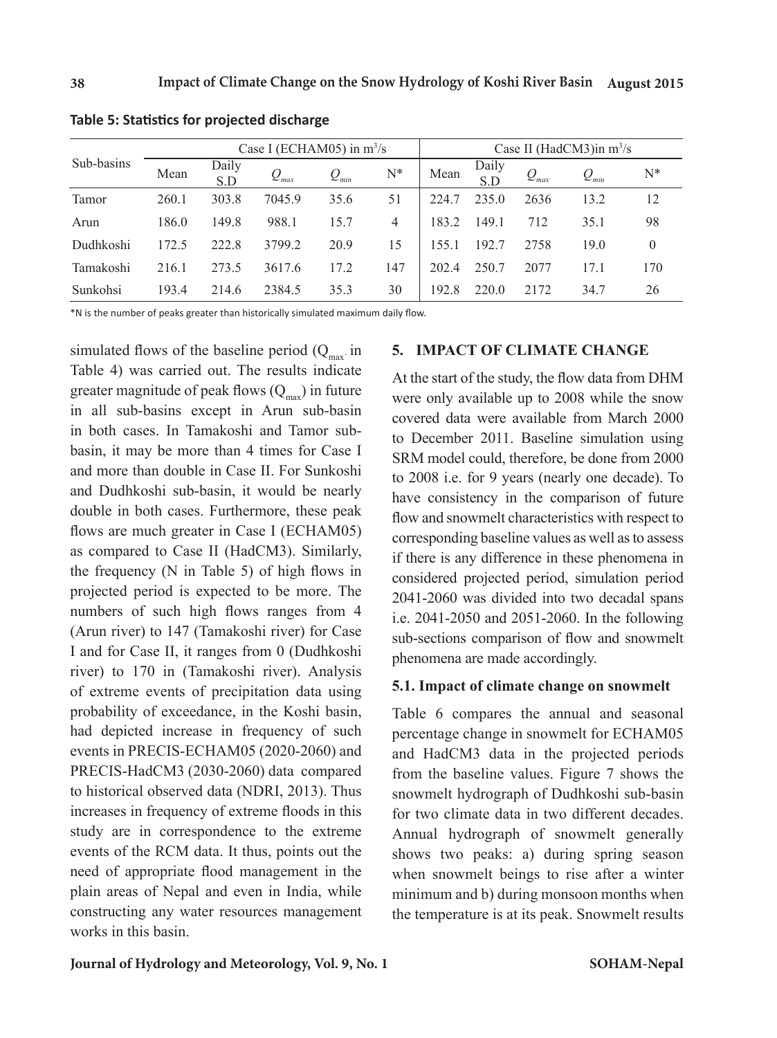**Table 5: Statistics for projected discharge**

| Sub-basins | Case I (ECHAM05) in $m^3/s$ | | | | | Case II (HadCM3)in $m^3/s$ | | | | |
|---|---|---|---|---|---|---|---|---|---|---|
| | Mean | Daily S.D | $Q_{max}$ | $Q_{min}$ | N* | Mean | Daily S.D | $Q_{max}$ | $Q_{min}$ | N* |
| Tamor | 260.1 | 303.8 | 7045.9 | 35.6 | 51 | 224.7 | 235.0 | 2636 | 13.2 | 12 |
| Arun | 186.0 | 149.8 | 988.1 | 15.7 | 4 | 183.2 | 149.1 | 712 | 35.1 | 98 |
| Dudhkoshi | 172.5 | 222.8 | 3799.2 | 20.9 | 15 | 155.1 | 192.7 | 2758 | 19.0 | 0 |
| Tamakoshi | 216.1 | 273.5 | 3617.6 | 17.2 | 147 | 202.4 | 250.7 | 2077 | 17.1 | 170 |
| Sunkohsi | 193.4 | 214.6 | 2384.5 | 35.3 | 30 | 192.8 | 220.0 | 2172 | 34.7 | 26 |

*N is the number of peaks greater than historically simulated maximum daily flow.

simulated flows of the baseline period ($Q_{max'}$ in Table 4) was carried out. The results indicate greater magnitude of peak flows ($Q_{max}$) in future in all sub-basins except in Arun sub-basin in both cases. In Tamakoshi and Tamor sub-basin, it may be more than 4 times for Case I and more than double in Case II. For Sunkoshi and Dudhkoshi sub-basin, it would be nearly double in both cases. Furthermore, these peak flows are much greater in Case I (ECHAM05) as compared to Case II (HadCM3). Similarly, the frequency (N in Table 5) of high flows in projected period is expected to be more. The numbers of such high flows ranges from 4 (Arun river) to 147 (Tamakoshi river) for Case I and for Case II, it ranges from 0 (Dudhkoshi river) to 170 in (Tamakoshi river). Analysis of extreme events of precipitation data using probability of exceedance, in the Koshi basin, had depicted increase in frequency of such events in PRECIS-ECHAM05 (2020-2060) and PRECIS-HadCM3 (2030-2060) data compared to historical observed data (NDRI, 2013). Thus increases in frequency of extreme floods in this study are in correspondence to the extreme events of the RCM data. It thus, points out the need of appropriate flood management in the plain areas of Nepal and even in India, while constructing any water resources management works in this basin.

## 5. IMPACT OF CLIMATE CHANGE

At the start of the study, the flow data from DHM were only available up to 2008 while the snow covered data were available from March 2000 to December 2011. Baseline simulation using SRM model could, therefore, be done from 2000 to 2008 i.e. for 9 years (nearly one decade). To have consistency in the comparison of future flow and snowmelt characteristics with respect to corresponding baseline values as well as to assess if there is any difference in these phenomena in considered projected period, simulation period 2041-2060 was divided into two decadal spans i.e. 2041-2050 and 2051-2060. In the following sub-sections comparison of flow and snowmelt phenomena are made accordingly.

### 5.1. Impact of climate change on snowmelt

Table 6 compares the annual and seasonal percentage change in snowmelt for ECHAM05 and HadCM3 data in the projected periods from the baseline values. Figure 7 shows the snowmelt hydrograph of Dudhkoshi sub-basin for two climate data in two different decades. Annual hydrograph of snowmelt generally shows two peaks: a) during spring season when snowmelt beings to rise after a winter minimum and b) during monsoon months when the temperature is at its peak. Snowmelt results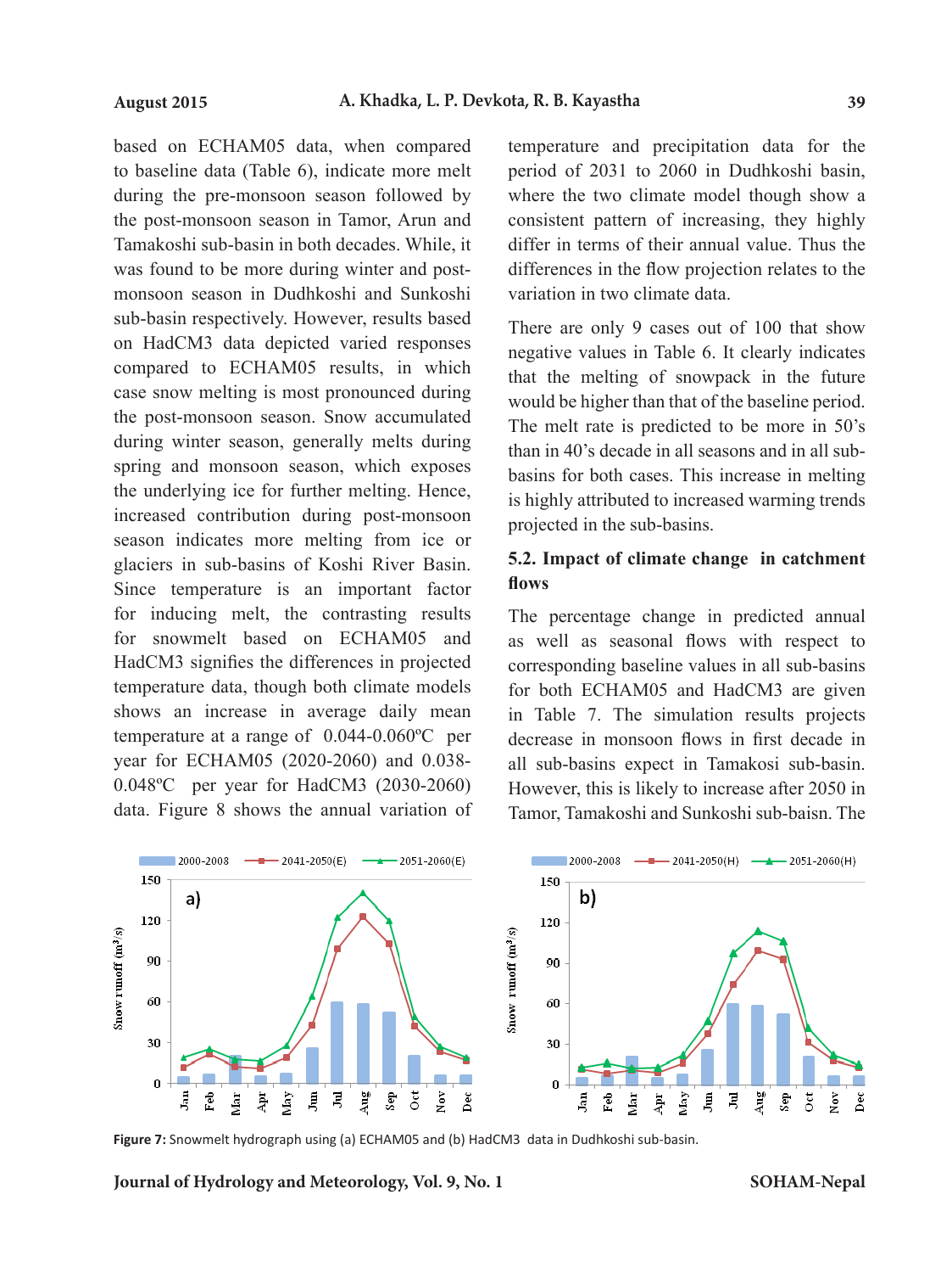based on ECHAM05 data, when compared to baseline data (Table 6), indicate more melt during the pre-monsoon season followed by the post-monsoon season in Tamor, Arun and Tamakoshi sub-basin in both decades. While, it was found to be more during winter and post-monsoon season in Dudhkoshi and Sunkoshi sub-basin respectively. However, results based on HadCM3 data depicted varied responses compared to ECHAM05 results, in which case snow melting is most pronounced during the post-monsoon season. Snow accumulated during winter season, generally melts during spring and monsoon season, which exposes the underlying ice for further melting. Hence, increased contribution during post-monsoon season indicates more melting from ice or glaciers in sub-basins of Koshi River Basin. Since temperature is an important factor for inducing melt, the contrasting results for snowmelt based on ECHAM05 and HadCM3 signifies the differences in projected temperature data, though both climate models shows an increase in average daily mean temperature at a range of 0.044-0.060ºC per year for ECHAM05 (2020-2060) and 0.038-0.048ºC per year for HadCM3 (2030-2060) data. Figure 8 shows the annual variation of temperature and precipitation data for the period of 2031 to 2060 in Dudhkoshi basin, where the two climate model though show a consistent pattern of increasing, they highly differ in terms of their annual value. Thus the differences in the flow projection relates to the variation in two climate data.

There are only 9 cases out of 100 that show negative values in Table 6. It clearly indicates that the melting of snowpack in the future would be higher than that of the baseline period. The melt rate is predicted to be more in 50's than in 40's decade in all seasons and in all sub-basins for both cases. This increase in melting is highly attributed to increased warming trends projected in the sub-basins.

### 5.2. Impact of climate change in catchment flows

The percentage change in predicted annual as well as seasonal flows with respect to corresponding baseline values in all sub-basins for both ECHAM05 and HadCM3 are given in Table 7. The simulation results projects decrease in monsoon flows in first decade in all sub-basins expect in Tamakosi sub-basin. However, this is likely to increase after 2050 in Tamor, Tamakoshi and Sunkoshi sub-baisn. The

**Figure 7:** Snowmelt hydrograph using (a) ECHAM05 and (b) HadCM3 data in Dudhkoshi sub-basin.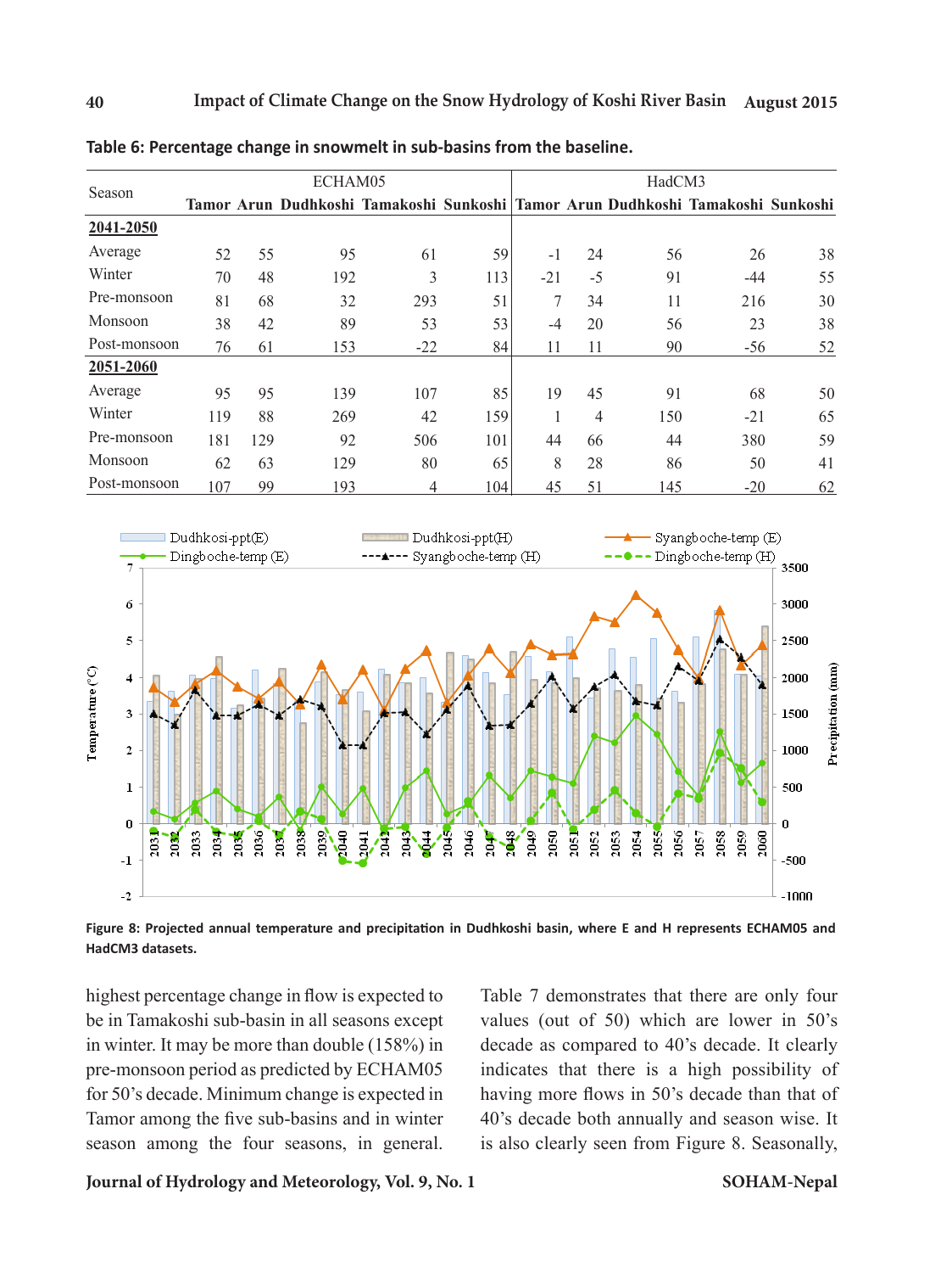**Table 6: Percentage change in snowmelt in sub-basins from the baseline.**

| Season | ECHAM05 | | | | | HadCM3 | | | | |
|---|---|---|---|---|---|---|---|---|---|---|
| | Tamor | Arun | Dudhkoshi | Tamakoshi | Sunkoshi | Tamor | Arun | Dudhkoshi | Tamakoshi | Sunkoshi |
| **2041-2050** | | | | | | | | | | |
| Average | 52 | 55 | 95 | 61 | 59 | -1 | 24 | 56 | 26 | 38 |
| Winter | 70 | 48 | 192 | 3 | 113 | -21 | -5 | 91 | -44 | 55 |
| Pre-monsoon | 81 | 68 | 32 | 293 | 51 | 7 | 34 | 11 | 216 | 30 |
| Monsoon | 38 | 42 | 89 | 53 | 53 | -4 | 20 | 56 | 23 | 38 |
| Post-monsoon | 76 | 61 | 153 | -22 | 84 | 11 | 11 | 90 | -56 | 52 |
| **2051-2060** | | | | | | | | | | |
| Average | 95 | 95 | 139 | 107 | 85 | 19 | 45 | 91 | 68 | 50 |
| Winter | 119 | 88 | 269 | 42 | 159 | 1 | 4 | 150 | -21 | 65 |
| Pre-monsoon | 181 | 129 | 92 | 506 | 101 | 44 | 66 | 44 | 380 | 59 |
| Monsoon | 62 | 63 | 129 | 80 | 65 | 8 | 28 | 86 | 50 | 41 |
| Post-monsoon | 107 | 99 | 193 | 4 | 104 | 45 | 51 | 145 | -20 | 62 |

**Figure 8: Projected annual temperature and precipitation in Dudhkoshi basin, where E and H represents ECHAM05 and HadCM3 datasets.**

highest percentage change in flow is expected to be in Tamakoshi sub-basin in all seasons except in winter. It may be more than double (158%) in pre-monsoon period as predicted by ECHAM05 for 50's decade. Minimum change is expected in Tamor among the five sub-basins and in winter season among the four seasons, in general. Table 7 demonstrates that there are only four values (out of 50) which are lower in 50's decade as compared to 40's decade. It clearly indicates that there is a high possibility of having more flows in 50's decade than that of 40's decade both annually and season wise. It is also clearly seen from Figure 8. Seasonally,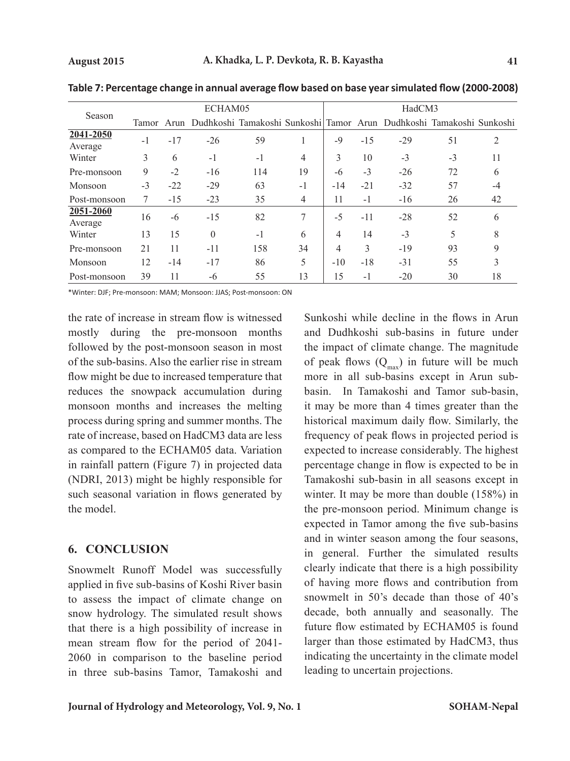**Table 7: Percentage change in annual average flow based on base year simulated flow (2000-2008)**

| Season | ECHAM05 | | | | | HadCM3 | | | | |
|---|---|---|---|---|---|---|---|---|---|---|
| | Tamor | Arun | Dudhkoshi | Tamakoshi | Sunkoshi | Tamor | Arun | Dudhkoshi | Tamakoshi | Sunkoshi |
| **2041-2050** Average | -1 | -17 | -26 | 59 | 1 | -9 | -15 | -29 | 51 | 2 |
| Winter | 3 | 6 | -1 | -1 | 4 | 3 | 10 | -3 | -3 | 11 |
| Pre-monsoon | 9 | -2 | -16 | 114 | 19 | -6 | -3 | -26 | 72 | 6 |
| Monsoon | -3 | -22 | -29 | 63 | -1 | -14 | -21 | -32 | 57 | -4 |
| Post-monsoon | 7 | -15 | -23 | 35 | 4 | 11 | -1 | -16 | 26 | 42 |
| **2051-2060** Average | 16 | -6 | -15 | 82 | 7 | -5 | -11 | -28 | 52 | 6 |
| Winter | 13 | 15 | 0 | -1 | 6 | 4 | 14 | -3 | 5 | 8 |
| Pre-monsoon | 21 | 11 | -11 | 158 | 34 | 4 | 3 | -19 | 93 | 9 |
| Monsoon | 12 | -14 | -17 | 86 | 5 | -10 | -18 | -31 | 55 | 3 |
| Post-monsoon | 39 | 11 | -6 | 55 | 13 | 15 | -1 | -20 | 30 | 18 |

*Winter: DJF; Pre-monsoon: MAM; Monsoon: JJAS; Post-monsoon: ON

the rate of increase in stream flow is witnessed mostly during the pre-monsoon months followed by the post-monsoon season in most of the sub-basins. Also the earlier rise in stream flow might be due to increased temperature that reduces the snowpack accumulation during monsoon months and increases the melting process during spring and summer months. The rate of increase, based on HadCM3 data are less as compared to the ECHAM05 data. Variation in rainfall pattern (Figure 7) in projected data (NDRI, 2013) might be highly responsible for such seasonal variation in flows generated by the model.

## 6. CONCLUSION

Snowmelt Runoff Model was successfully applied in five sub-basins of Koshi River basin to assess the impact of climate change on snow hydrology. The simulated result shows that there is a high possibility of increase in mean stream flow for the period of 2041-2060 in comparison to the baseline period in three sub-basins Tamor, Tamakoshi and Sunkoshi while decline in the flows in Arun and Dudhkoshi sub-basins in future under the impact of climate change. The magnitude of peak flows ($Q_{max}$) in future will be much more in all sub-basins except in Arun sub-basin. In Tamakoshi and Tamor sub-basin, it may be more than 4 times greater than the historical maximum daily flow. Similarly, the frequency of peak flows in projected period is expected to increase considerably. The highest percentage change in flow is expected to be in Tamakoshi sub-basin in all seasons except in winter. It may be more than double (158%) in the pre-monsoon period. Minimum change is expected in Tamor among the five sub-basins and in winter season among the four seasons, in general. Further the simulated results clearly indicate that there is a high possibility of having more flows and contribution from snowmelt in 50's decade than those of 40's decade, both annually and seasonally. The future flow estimated by ECHAM05 is found larger than those estimated by HadCM3, thus indicating the uncertainty in the climate model leading to uncertain projections.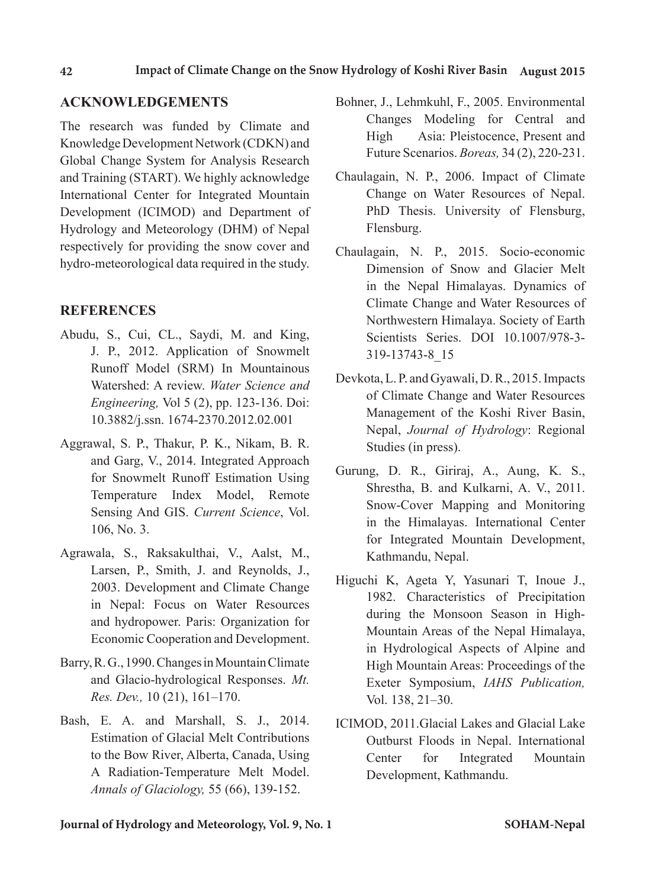## ACKNOWLEDGEMENTS

The research was funded by Climate and Knowledge Development Network (CDKN) and Global Change System for Analysis Research and Training (START). We highly acknowledge International Center for Integrated Mountain Development (ICIMOD) and Department of Hydrology and Meteorology (DHM) of Nepal respectively for providing the snow cover and hydro-meteorological data required in the study.

## REFERENCES

Abudu, S., Cui, CL., Saydi, M. and King, J. P., 2012. Application of Snowmelt Runoff Model (SRM) In Mountainous Watershed: A review. *Water Science and Engineering,* Vol 5 (2), pp. 123-136. Doi: 10.3882/j.ssn. 1674-2370.2012.02.001

Aggrawal, S. P., Thakur, P. K., Nikam, B. R. and Garg, V., 2014. Integrated Approach for Snowmelt Runoff Estimation Using Temperature Index Model, Remote Sensing And GIS. *Current Science*, Vol. 106, No. 3.

Agrawala, S., Raksakulthai, V., Aalst, M., Larsen, P., Smith, J. and Reynolds, J., 2003. Development and Climate Change in Nepal: Focus on Water Resources and hydropower. Paris: Organization for Economic Cooperation and Development.

Barry, R. G., 1990. Changes in Mountain Climate and Glacio-hydrological Responses. *Mt. Res. Dev.,* 10 (21), 161–170.

Bash, E. A. and Marshall, S. J., 2014. Estimation of Glacial Melt Contributions to the Bow River, Alberta, Canada, Using A Radiation-Temperature Melt Model. *Annals of Glaciology,* 55 (66), 139-152.

Bohner, J., Lehmkuhl, F., 2005. Environmental Changes Modeling for Central and High Asia: Pleistocence, Present and Future Scenarios. *Boreas,* 34 (2), 220-231.

Chaulagain, N. P., 2006. Impact of Climate Change on Water Resources of Nepal. PhD Thesis. University of Flensburg, Flensburg.

Chaulagain, N. P., 2015. Socio-economic Dimension of Snow and Glacier Melt in the Nepal Himalayas. Dynamics of Climate Change and Water Resources of Northwestern Himalaya. Society of Earth Scientists Series. DOI 10.1007/978-3-319-13743-8_15

Devkota, L. P. and Gyawali, D. R., 2015. Impacts of Climate Change and Water Resources Management of the Koshi River Basin, Nepal, *Journal of Hydrology*: Regional Studies (in press).

Gurung, D. R., Giriraj, A., Aung, K. S., Shrestha, B. and Kulkarni, A. V., 2011. Snow-Cover Mapping and Monitoring in the Himalayas. International Center for Integrated Mountain Development, Kathmandu, Nepal.

Higuchi K, Ageta Y, Yasunari T, Inoue J., 1982. Characteristics of Precipitation during the Monsoon Season in High-Mountain Areas of the Nepal Himalaya, in Hydrological Aspects of Alpine and High Mountain Areas: Proceedings of the Exeter Symposium, *IAHS Publication,* Vol. 138, 21–30.

ICIMOD, 2011.Glacial Lakes and Glacial Lake Outburst Floods in Nepal. International Center for Integrated Mountain Development, Kathmandu.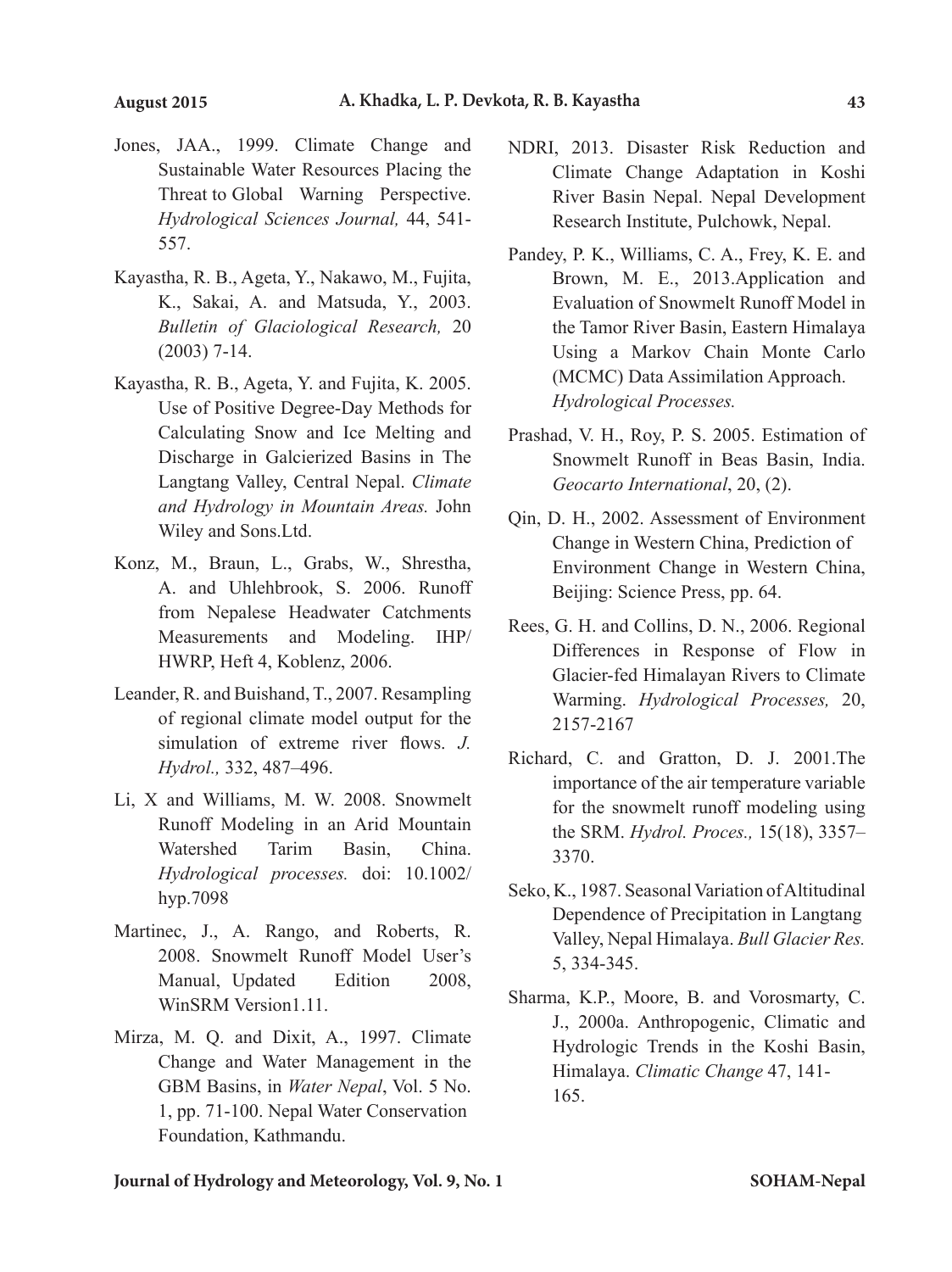Jones, JAA., 1999. Climate Change and Sustainable Water Resources Placing the Threat to Global Warning Perspective. *Hydrological Sciences Journal,* 44, 541-557.

Kayastha, R. B., Ageta, Y., Nakawo, M., Fujita, K., Sakai, A. and Matsuda, Y., 2003. *Bulletin of Glaciological Research,* 20 (2003) 7-14.

Kayastha, R. B., Ageta, Y. and Fujita, K. 2005. Use of Positive Degree-Day Methods for Calculating Snow and Ice Melting and Discharge in Galcierized Basins in The Langtang Valley, Central Nepal. *Climate and Hydrology in Mountain Areas.* John Wiley and Sons.Ltd.

Konz, M., Braun, L., Grabs, W., Shrestha, A. and Uhlehbrook, S. 2006. Runoff from Nepalese Headwater Catchments Measurements and Modeling. IHP/HWRP, Heft 4, Koblenz, 2006.

Leander, R. and Buishand, T., 2007. Resampling of regional climate model output for the simulation of extreme river flows. *J. Hydrol.,* 332, 487–496.

Li, X and Williams, M. W. 2008. Snowmelt Runoff Modeling in an Arid Mountain Watershed Tarim Basin, China. *Hydrological processes.* doi: 10.1002/hyp.7098

Martinec, J., A. Rango, and Roberts, R. 2008. Snowmelt Runoff Model User's Manual, Updated Edition 2008, WinSRM Version1.11.

Mirza, M. Q. and Dixit, A., 1997. Climate Change and Water Management in the GBM Basins, in *Water Nepal*, Vol. 5 No. 1, pp. 71-100. Nepal Water Conservation Foundation, Kathmandu.

NDRI, 2013. Disaster Risk Reduction and Climate Change Adaptation in Koshi River Basin Nepal. Nepal Development Research Institute, Pulchowk, Nepal.

Pandey, P. K., Williams, C. A., Frey, K. E. and Brown, M. E., 2013.Application and Evaluation of Snowmelt Runoff Model in the Tamor River Basin, Eastern Himalaya Using a Markov Chain Monte Carlo (MCMC) Data Assimilation Approach. *Hydrological Processes.*

Prashad, V. H., Roy, P. S. 2005. Estimation of Snowmelt Runoff in Beas Basin, India. *Geocarto International*, 20, (2).

Qin, D. H., 2002. Assessment of Environment Change in Western China, Prediction of Environment Change in Western China, Beijing: Science Press, pp. 64.

Rees, G. H. and Collins, D. N., 2006. Regional Differences in Response of Flow in Glacier-fed Himalayan Rivers to Climate Warming. *Hydrological Processes,* 20, 2157-2167

Richard, C. and Gratton, D. J. 2001.The importance of the air temperature variable for the snowmelt runoff modeling using the SRM. *Hydrol. Proces.,* 15(18), 3357–3370.

Seko, K., 1987. Seasonal Variation of Altitudinal Dependence of Precipitation in Langtang Valley, Nepal Himalaya. *Bull Glacier Res.* 5, 334-345.

Sharma, K.P., Moore, B. and Vorosmarty, C. J., 2000a. Anthropogenic, Climatic and Hydrologic Trends in the Koshi Basin, Himalaya. *Climatic Change* 47, 141-165.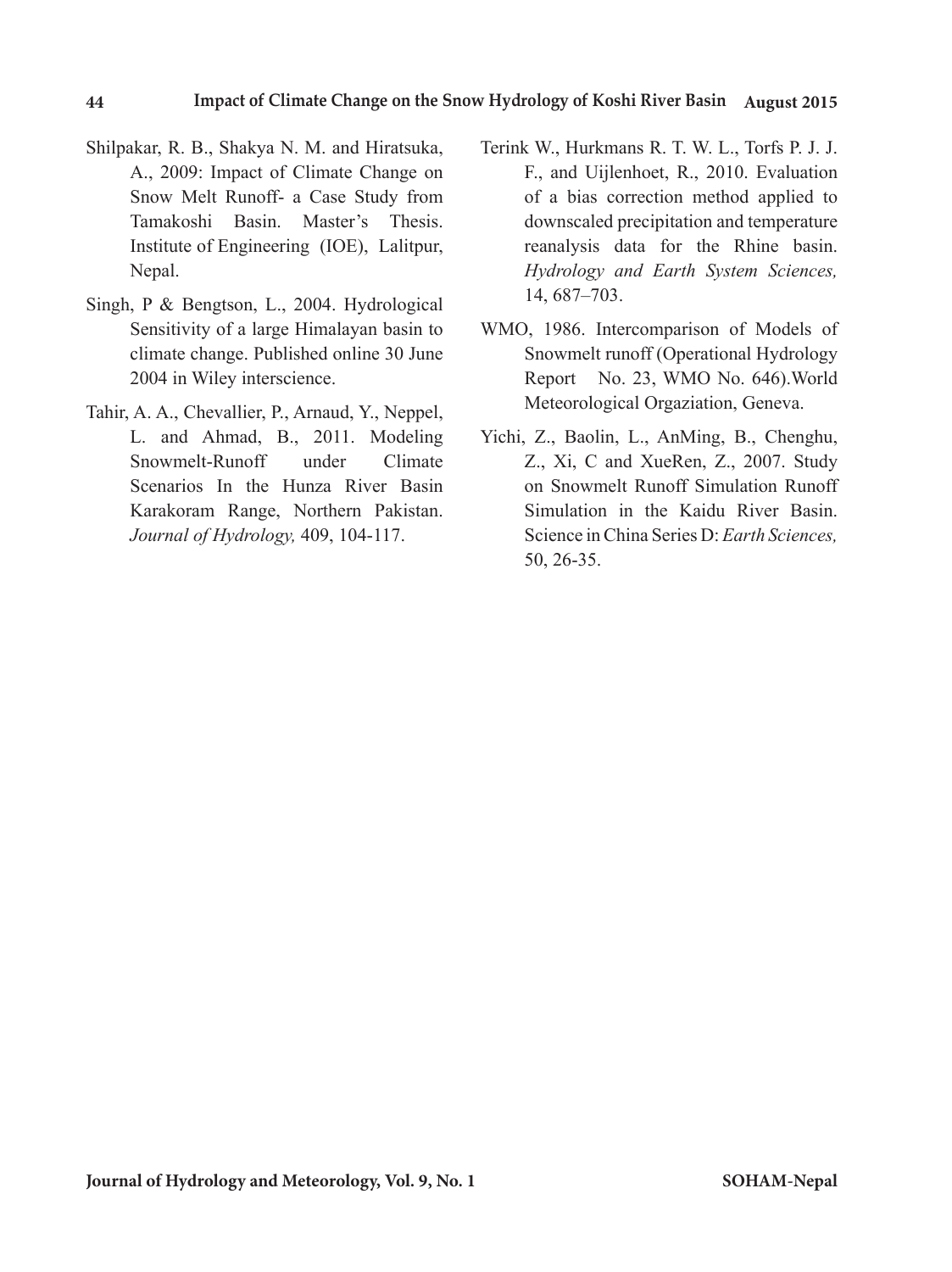Shilpakar, R. B., Shakya N. M. and Hiratsuka, A., 2009: Impact of Climate Change on Snow Melt Runoff- a Case Study from Tamakoshi Basin. Master's Thesis. Institute of Engineering (IOE), Lalitpur, Nepal.

Singh, P & Bengtson, L., 2004. Hydrological Sensitivity of a large Himalayan basin to climate change. Published online 30 June 2004 in Wiley interscience.

Tahir, A. A., Chevallier, P., Arnaud, Y., Neppel, L. and Ahmad, B., 2011. Modeling Snowmelt-Runoff under Climate Scenarios In the Hunza River Basin Karakoram Range, Northern Pakistan. *Journal of Hydrology,* 409, 104-117.

Terink W., Hurkmans R. T. W. L., Torfs P. J. J. F., and Uijlenhoet, R., 2010. Evaluation of a bias correction method applied to downscaled precipitation and temperature reanalysis data for the Rhine basin. *Hydrology and Earth System Sciences,* 14, 687–703.

WMO, 1986. Intercomparison of Models of Snowmelt runoff (Operational Hydrology Report No. 23, WMO No. 646).World Meteorological Orgaziation, Geneva.

Yichi, Z., Baolin, L., AnMing, B., Chenghu, Z., Xi, C and XueRen, Z., 2007. Study on Snowmelt Runoff Simulation Runoff Simulation in the Kaidu River Basin. Science in China Series D: *Earth Sciences,* 50, 26-35.